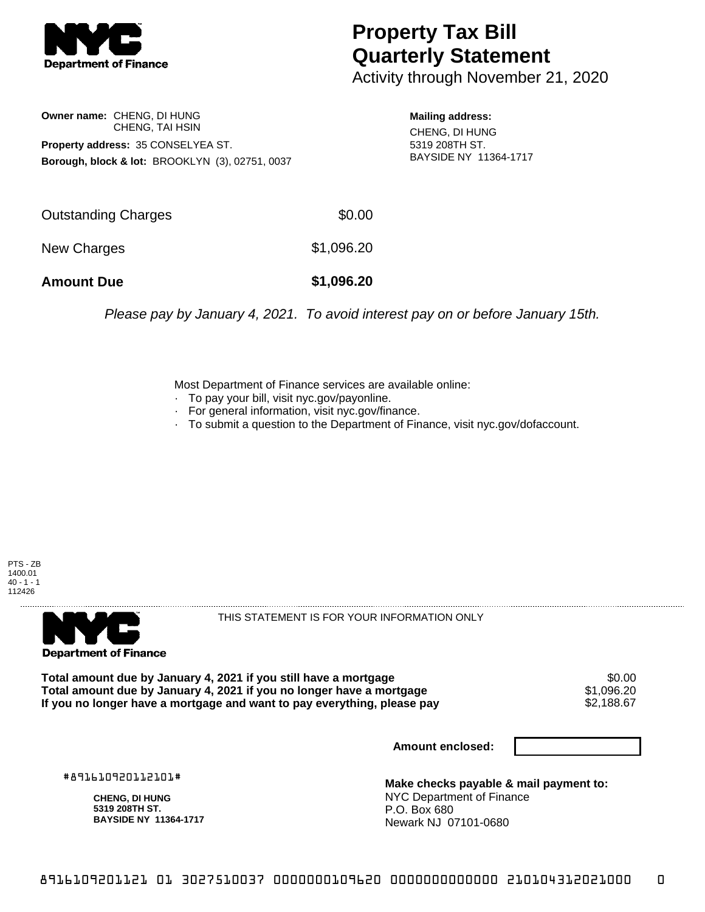# Property Tax Bill Quarterly Statement

Activity through November 21, 2020

**Owner name:** CHENG, DI HUNG
CHENG, TAI HSIN

**Property address:** 35 CONSELYEA ST.

**Borough, block & lot:** BROOKLYN (3), 02751, 0037

**Mailing address:**
CHENG, DI HUNG
5319 208TH ST.
BAYSIDE NY 11364-1717

| | |
|---|---|
| Outstanding Charges | $0.00 |
| New Charges | $1,096.20 |
| **Amount Due** | **$1,096.20** |

*Please pay by January 4, 2021. To avoid interest pay on or before January 15th.*

Most Department of Finance services are available online:

- To pay your bill, visit nyc.gov/payonline.
- For general information, visit nyc.gov/finance.
- To submit a question to the Department of Finance, visit nyc.gov/dofaccount.

PTS - ZB
1400.01
40 - 1 - 1
112426

THIS STATEMENT IS FOR YOUR INFORMATION ONLY

| | |
|---|---|
| **Total amount due by January 4, 2021 if you still have a mortgage** | $0.00 |
| **Total amount due by January 4, 2021 if you no longer have a mortgage** | $1,096.20 |
| **If you no longer have a mortgage and want to pay everything, please pay** | $2,188.67 |

**Amount enclosed:**

#891610920112101#

**CHENG, DI HUNG**
**5319 208TH ST.**
**BAYSIDE NY 11364-1717**

**Make checks payable & mail payment to:**
NYC Department of Finance
P.O. Box 680
Newark NJ 07101-0680

8916109201121 01 3027510037 0000000109620 0000000000000 210104312021000 0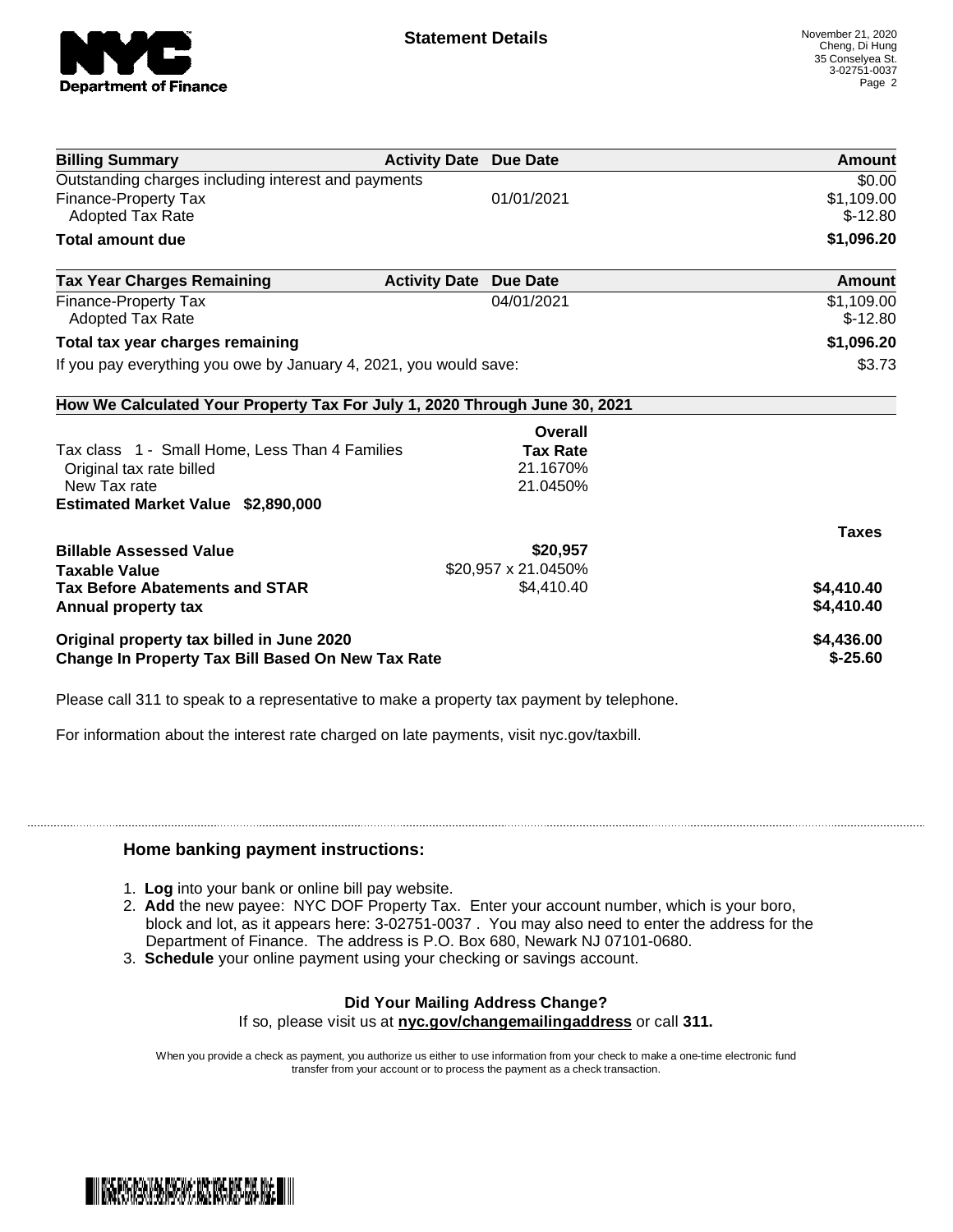**Department of Finance**

## Statement Details

November 21, 2020
Cheng, Di Hung
35 Conselyea St.
3-02751-0037

| Billing Summary | Activity Date | Due Date | Amount |
| --- | --- | --- | --- |
| Outstanding charges including interest and payments | | | $0.00 |
| Finance-Property Tax | | 01/01/2021 | $1,109.00 |
| Adopted Tax Rate | | | $-12.80 |
| **Total amount due** | | | **$1,096.20** |

| Tax Year Charges Remaining | Activity Date | Due Date | Amount |
| --- | --- | --- | --- |
| Finance-Property Tax | | 04/01/2021 | $1,109.00 |
| Adopted Tax Rate | | | $-12.80 |
| **Total tax year charges remaining** | | | **$1,096.20** |
| If you pay everything you owe by January 4, 2021, you would save: | | | $3.73 |

**How We Calculated Your Property Tax For July 1, 2020 Through June 30, 2021**

| | Overall Tax Rate | |
| --- | --- | --- |
| Tax class 1 - Small Home, Less Than 4 Families | | |
| Original tax rate billed | 21.1670% | |
| New Tax rate | 21.0450% | |
| **Estimated Market Value $2,890,000** | | |
| | | **Taxes** |
| **Billable Assessed Value** | **$20,957** | |
| **Taxable Value** | $20,957 x 21.0450% | |
| **Tax Before Abatements and STAR** | $4,410.40 | **$4,410.40** |
| **Annual property tax** | | **$4,410.40** |
| **Original property tax billed in June 2020** | | **$4,436.00** |
| **Change In Property Tax Bill Based On New Tax Rate** | | **$-25.60** |

Please call 311 to speak to a representative to make a property tax payment by telephone.

For information about the interest rate charged on late payments, visit nyc.gov/taxbill.

### Home banking payment instructions:

1. **Log** into your bank or online bill pay website.
2. **Add** the new payee: NYC DOF Property Tax. Enter your account number, which is your boro, block and lot, as it appears here: 3-02751-0037 . You may also need to enter the address for the Department of Finance. The address is P.O. Box 680, Newark NJ 07101-0680.
3. **Schedule** your online payment using your checking or savings account.

**Did Your Mailing Address Change?**
If so, please visit us at **nyc.gov/changemailingaddress** or call **311.**

When you provide a check as payment, you authorize us either to use information from your check to make a one-time electronic fund transfer from your account or to process the payment as a check transaction.